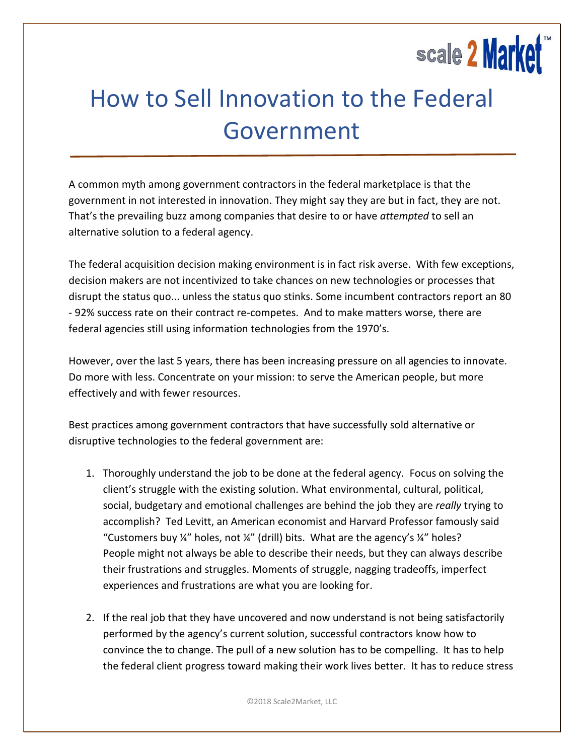# How to Sell Innovation to the Federal Government

A common myth among government contractors in the federal marketplace is that the government in not interested in innovation. They might say they are but in fact, they are not. That's the prevailing buzz among companies that desire to or have *attempted* to sell an alternative solution to a federal agency.

The federal acquisition decision making environment is in fact risk averse. With few exceptions, decision makers are not incentivized to take chances on new technologies or processes that disrupt the status quo... unless the status quo stinks. Some incumbent contractors report an 80 - 92% success rate on their contract re-competes. And to make matters worse, there are federal agencies still using information technologies from the 1970's.

However, over the last 5 years, there has been increasing pressure on all agencies to innovate. Do more with less. Concentrate on your mission: to serve the American people, but more effectively and with fewer resources.

Best practices among government contractors that have successfully sold alternative or disruptive technologies to the federal government are:

1. Thoroughly understand the job to be done at the federal agency. Focus on solving the client's struggle with the existing solution. What environmental, cultural, political, social, budgetary and emotional challenges are behind the job they are *really* trying to accomplish? Ted Levitt, an American economist and Harvard Professor famously said "Customers buy ¼" holes, not ¼" (drill) bits. What are the agency's ¼" holes? People might not always be able to describe their needs, but they can always describe their frustrations and struggles. Moments of struggle, nagging tradeoffs, imperfect experiences and frustrations are what you are looking for.

2. If the real job that they have uncovered and now understand is not being satisfactorily performed by the agency's current solution, successful contractors know how to convince the to change. The pull of a new solution has to be compelling. It has to help the federal client progress toward making their work lives better. It has to reduce stress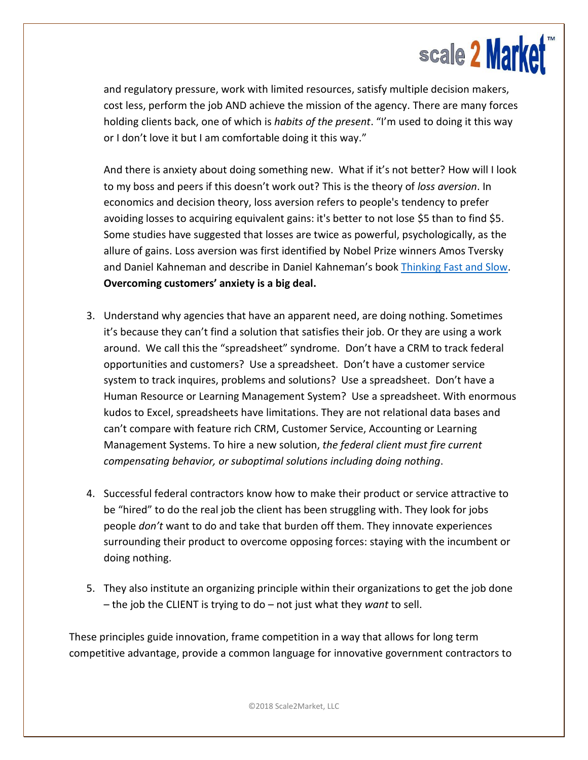and regulatory pressure, work with limited resources, satisfy multiple decision makers, cost less, perform the job AND achieve the mission of the agency. There are many forces holding clients back, one of which is *habits of the present*. "I'm used to doing it this way or I don't love it but I am comfortable doing it this way."

And there is anxiety about doing something new. What if it's not better? How will I look to my boss and peers if this doesn't work out? This is the theory of *loss aversion*. In economics and decision theory, loss aversion refers to people's tendency to prefer avoiding losses to acquiring equivalent gains: it's better to not lose $5 than to find $5. Some studies have suggested that losses are twice as powerful, psychologically, as the allure of gains. Loss aversion was first identified by Nobel Prize winners Amos Tversky and Daniel Kahneman and describe in Daniel Kahneman's book [Thinking Fast and Slow](). **Overcoming customers' anxiety is a big deal.**

3. Understand why agencies that have an apparent need, are doing nothing. Sometimes it's because they can't find a solution that satisfies their job. Or they are using a work around. We call this the "spreadsheet" syndrome. Don't have a CRM to track federal opportunities and customers? Use a spreadsheet. Don't have a customer service system to track inquires, problems and solutions? Use a spreadsheet. Don't have a Human Resource or Learning Management System? Use a spreadsheet. With enormous kudos to Excel, spreadsheets have limitations. They are not relational data bases and can't compare with feature rich CRM, Customer Service, Accounting or Learning Management Systems. To hire a new solution, *the federal client must fire current compensating behavior, or suboptimal solutions including doing nothing*.

4. Successful federal contractors know how to make their product or service attractive to be "hired" to do the real job the client has been struggling with. They look for jobs people *don't* want to do and take that burden off them. They innovate experiences surrounding their product to overcome opposing forces: staying with the incumbent or doing nothing.

5. They also institute an organizing principle within their organizations to get the job done – the job the CLIENT is trying to do – not just what they *want* to sell.

These principles guide innovation, frame competition in a way that allows for long term competitive advantage, provide a common language for innovative government contractors to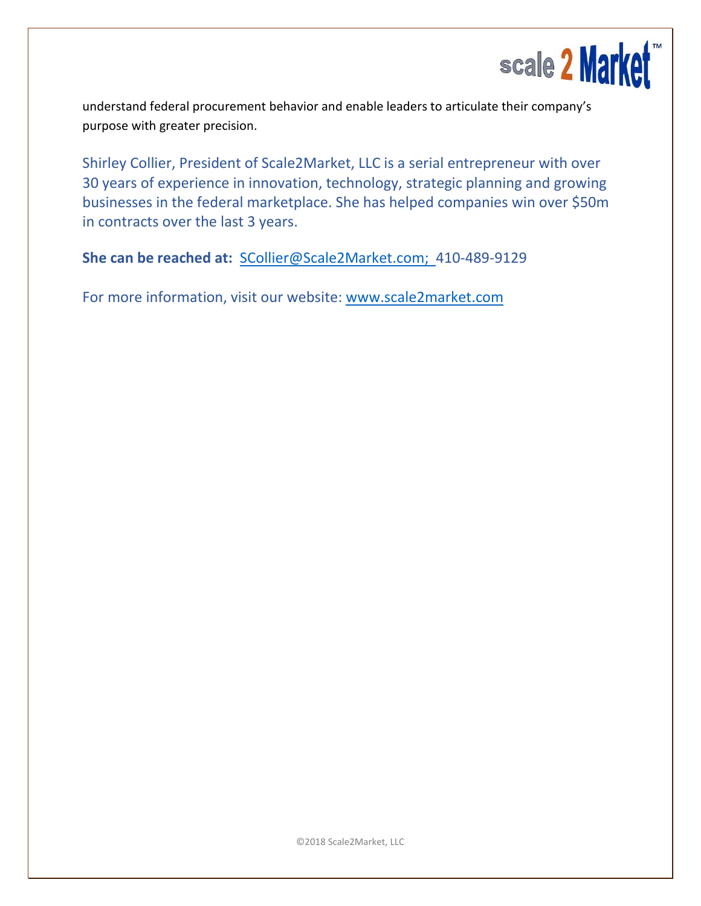understand federal procurement behavior and enable leaders to articulate their company's purpose with greater precision.

Shirley Collier, President of Scale2Market, LLC is a serial entrepreneur with over 30 years of experience in innovation, technology, strategic planning and growing businesses in the federal marketplace. She has helped companies win over $50m in contracts over the last 3 years.

**She can be reached at:** SCollier@Scale2Market.com; 410-489-9129

For more information, visit our website: www.scale2market.com